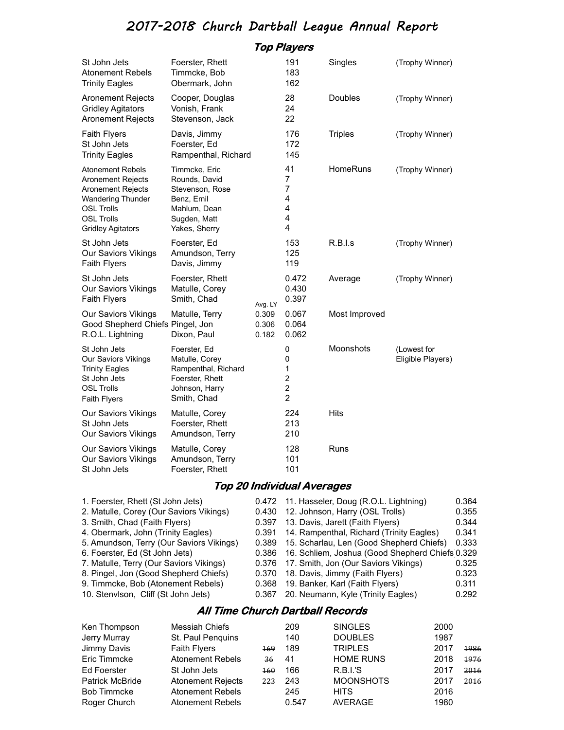# 2017-2018 Church Dartball League Annual Report

## Top Players

| | | | | | |
|---|---|---|---|---|---|
| St John Jets | Foerster, Rhett | | 191 | Singles | (Trophy Winner) |
| Atonement Rebels | Timmcke, Bob | | 183 | | |
| Trinity Eagles | Obermark, John | | 162 | | |
| Aronement Rejects | Cooper, Douglas | | 28 | Doubles | (Trophy Winner) |
| Gridley Agitators | Vonish, Frank | | 24 | | |
| Aronement Rejects | Stevenson, Jack | | 22 | | |
| Faith Flyers | Davis, Jimmy | | 176 | Triples | (Trophy Winner) |
| St John Jets | Foerster, Ed | | 172 | | |
| Trinity Eagles | Rampenthal, Richard | | 145 | | |
| Atonement Rebels | Timmcke, Eric | | 41 | HomeRuns | (Trophy Winner) |
| Aronement Rejects | Rounds, David | | 7 | | |
| Aronement Rejects | Stevenson, Rose | | 7 | | |
| Wandering Thunder | Benz, Emil | | 4 | | |
| OSL Trolls | Mahlum, Dean | | 4 | | |
| OSL Trolls | Sugden, Matt | | 4 | | |
| Gridley Agitators | Yakes, Sherry | | 4 | | |
| St John Jets | Foerster, Ed | | 153 | R.B.I.s | (Trophy Winner) |
| Our Saviors Vikings | Amundson, Terry | | 125 | | |
| Faith Flyers | Davis, Jimmy | | 119 | | |
| St John Jets | Foerster, Rhett | | 0.472 | Average | (Trophy Winner) |
| Our Saviors Vikings | Matulle, Corey | | 0.430 | | |
| Faith Flyers | Smith, Chad | | 0.397 | | |
| | | Avg. LY | | | |
| Our Saviors Vikings | Matulle, Terry | 0.309 | 0.067 | Most Improved | |
| Good Shepherd Chiefs | Pingel, Jon | 0.306 | 0.064 | | |
| R.O.L. Lightning | Dixon, Paul | 0.182 | 0.062 | | |
| St John Jets | Foerster, Ed | | 0 | Moonshots | (Lowest for Eligible Players) |
| Our Saviors Vikings | Matulle, Corey | | 0 | | |
| Trinity Eagles | Rampenthal, Richard | | 1 | | |
| St John Jets | Foerster, Rhett | | 2 | | |
| OSL Trolls | Johnson, Harry | | 2 | | |
| Faith Flyers | Smith, Chad | | 2 | | |
| Our Saviors Vikings | Matulle, Corey | | 224 | Hits | |
| St John Jets | Foerster, Rhett | | 213 | | |
| Our Saviors Vikings | Amundson, Terry | | 210 | | |
| Our Saviors Vikings | Matulle, Corey | | 128 | Runs | |
| Our Saviors Vikings | Amundson, Terry | | 101 | | |
| St John Jets | Foerster, Rhett | | 101 | | |

## Top 20 Individual Averages

| | | | |
|---|---|---|---|
| 1. Foerster, Rhett (St John Jets) | 0.472 | 11. Hasseler, Doug (R.O.L. Lightning) | 0.364 |
| 2. Matulle, Corey (Our Saviors Vikings) | 0.430 | 12. Johnson, Harry (OSL Trolls) | 0.355 |
| 3. Smith, Chad (Faith Flyers) | 0.397 | 13. Davis, Jarett (Faith Flyers) | 0.344 |
| 4. Obermark, John (Trinity Eagles) | 0.391 | 14. Rampenthal, Richard (Trinity Eagles) | 0.341 |
| 5. Amundson, Terry (Our Saviors Vikings) | 0.389 | 15. Scharlau, Len (Good Shepherd Chiefs) | 0.333 |
| 6. Foerster, Ed (St John Jets) | 0.386 | 16. Schliem, Joshua (Good Shepherd Chiefs | 0.329 |
| 7. Matulle, Terry (Our Saviors Vikings) | 0.376 | 17. Smith, Jon (Our Saviors Vikings) | 0.325 |
| 8. Pingel, Jon (Good Shepherd Chiefs) | 0.370 | 18. Davis, Jimmy (Faith Flyers) | 0.323 |
| 9. Timmcke, Bob (Atonement Rebels) | 0.368 | 19. Banker, Karl (Faith Flyers) | 0.311 |
| 10. Stenvlson, Cliff (St John Jets) | 0.367 | 20. Neumann, Kyle (Trinity Eagles) | 0.292 |

## All Time Church Dartball Records

| | | | | | | |
|---|---|---|---|---|---|---|
| Ken Thompson | Messiah Chiefs | | 209 | SINGLES | 2000 | |
| Jerry Murray | St. Paul Penquins | | 140 | DOUBLES | 1987 | |
| Jimmy Davis | Faith Flyers | ~~169~~ | 189 | TRIPLES | 2017 | ~~1986~~ |
| Eric Timmcke | Atonement Rebels | ~~36~~ | 41 | HOME RUNS | 2018 | ~~1976~~ |
| Ed Foerster | St John Jets | ~~160~~ | 166 | R.B.I.'S | 2017 | ~~2016~~ |
| Patrick McBride | Atonement Rejects | ~~223~~ | 243 | MOONSHOTS | 2017 | ~~2016~~ |
| Bob Timmcke | Atonement Rebels | | 245 | HITS | 2016 | |
| Roger Church | Atonement Rebels | | 0.547 | AVERAGE | 1980 | |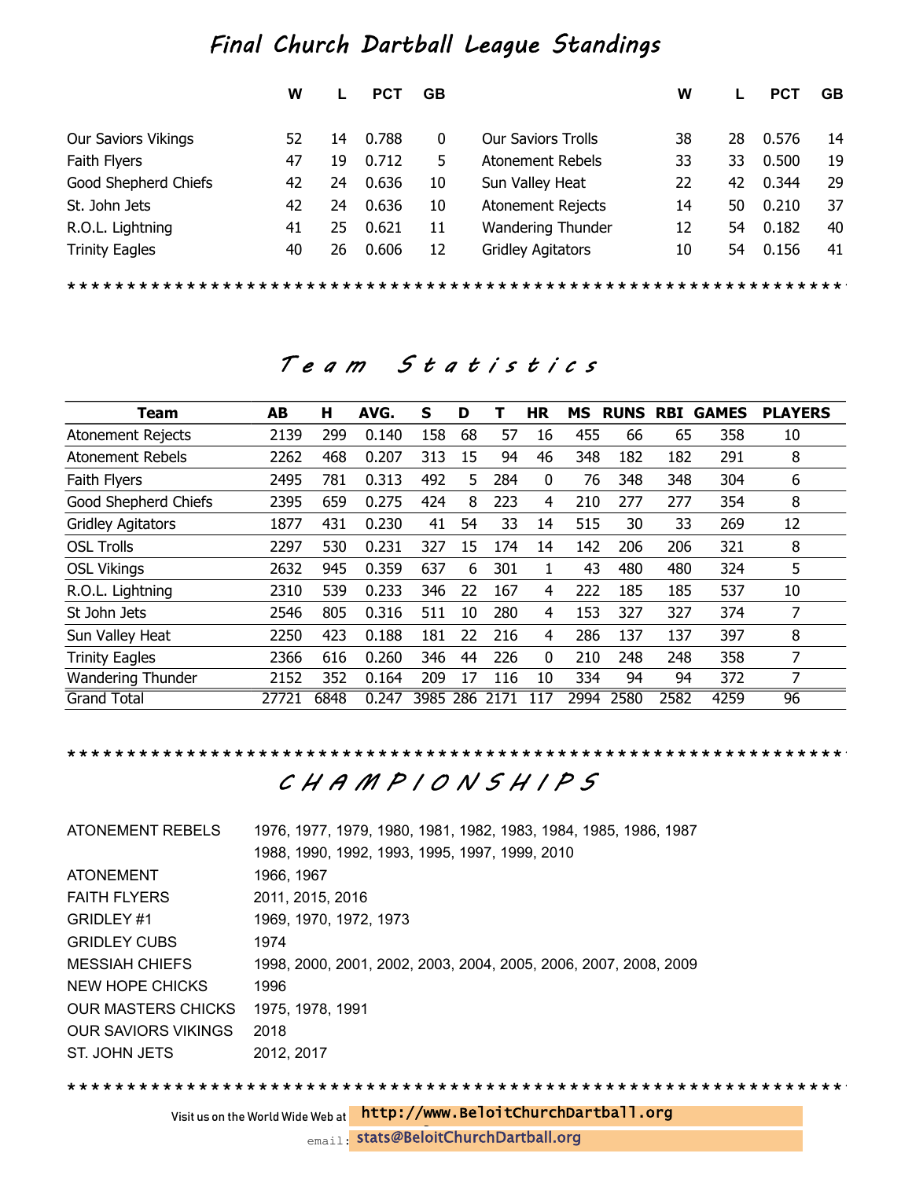# Final Church Dartball League Standings

| | W | L | PCT | GB |
|---|---|---|---|---|
| Our Saviors Vikings | 52 | 14 | 0.788 | 0 |
| Faith Flyers | 47 | 19 | 0.712 | 5 |
| Good Shepherd Chiefs | 42 | 24 | 0.636 | 10 |
| St. John Jets | 42 | 24 | 0.636 | 10 |
| R.O.L. Lightning | 41 | 25 | 0.621 | 11 |
| Trinity Eagles | 40 | 26 | 0.606 | 12 |
| Our Saviors Trolls | 38 | 28 | 0.576 | 14 |
| Atonement Rebels | 33 | 33 | 0.500 | 19 |
| Sun Valley Heat | 22 | 42 | 0.344 | 29 |
| Atonement Rejects | 14 | 50 | 0.210 | 37 |
| Wandering Thunder | 12 | 54 | 0.182 | 40 |
| Gridley Agitators | 10 | 54 | 0.156 | 41 |

*****************************************************************

## Team Statistics

| Team | AB | H | AVG. | S | D | T | HR | MS | RUNS | RBI | GAMES | PLAYERS |
|---|---|---|---|---|---|---|---|---|---|---|---|---|
| Atonement Rejects | 2139 | 299 | 0.140 | 158 | 68 | 57 | 16 | 455 | 66 | 65 | 358 | 10 |
| Atonement Rebels | 2262 | 468 | 0.207 | 313 | 15 | 94 | 46 | 348 | 182 | 182 | 291 | 8 |
| Faith Flyers | 2495 | 781 | 0.313 | 492 | 5 | 284 | 0 | 76 | 348 | 348 | 304 | 6 |
| Good Shepherd Chiefs | 2395 | 659 | 0.275 | 424 | 8 | 223 | 4 | 210 | 277 | 277 | 354 | 8 |
| Gridley Agitators | 1877 | 431 | 0.230 | 41 | 54 | 33 | 14 | 515 | 30 | 33 | 269 | 12 |
| OSL Trolls | 2297 | 530 | 0.231 | 327 | 15 | 174 | 14 | 142 | 206 | 206 | 321 | 8 |
| OSL Vikings | 2632 | 945 | 0.359 | 637 | 6 | 301 | 1 | 43 | 480 | 480 | 324 | 5 |
| R.O.L. Lightning | 2310 | 539 | 0.233 | 346 | 22 | 167 | 4 | 222 | 185 | 185 | 537 | 10 |
| St John Jets | 2546 | 805 | 0.316 | 511 | 10 | 280 | 4 | 153 | 327 | 327 | 374 | 7 |
| Sun Valley Heat | 2250 | 423 | 0.188 | 181 | 22 | 216 | 4 | 286 | 137 | 137 | 397 | 8 |
| Trinity Eagles | 2366 | 616 | 0.260 | 346 | 44 | 226 | 0 | 210 | 248 | 248 | 358 | 7 |
| Wandering Thunder | 2152 | 352 | 0.164 | 209 | 17 | 116 | 10 | 334 | 94 | 94 | 372 | 7 |
| Grand Total | 27721 | 6848 | 0.247 | 3985 | 286 | 2171 | 117 | 2994 | 2580 | 2582 | 4259 | 96 |

*****************************************************************

## CHAMPIONSHIPS

| | |
|---|---|
| ATONEMENT REBELS | 1976, 1977, 1979, 1980, 1981, 1982, 1983, 1984, 1985, 1986, 1987 1988, 1990, 1992, 1993, 1995, 1997, 1999, 2010 |
| ATONEMENT | 1966, 1967 |
| FAITH FLYERS | 2011, 2015, 2016 |
| GRIDLEY #1 | 1969, 1970, 1972, 1973 |
| GRIDLEY CUBS | 1974 |
| MESSIAH CHIEFS | 1998, 2000, 2001, 2002, 2003, 2004, 2005, 2006, 2007, 2008, 2009 |
| NEW HOPE CHICKS | 1996 |
| OUR MASTERS CHICKS | 1975, 1978, 1991 |
| OUR SAVIORS VIKINGS | 2018 |
| ST. JOHN JETS | 2012, 2017 |

*****************************************************************

Visit us on the World Wide Web at http://www.BeloitChurchDartball.org

email: stats@BeloitChurchDartball.org